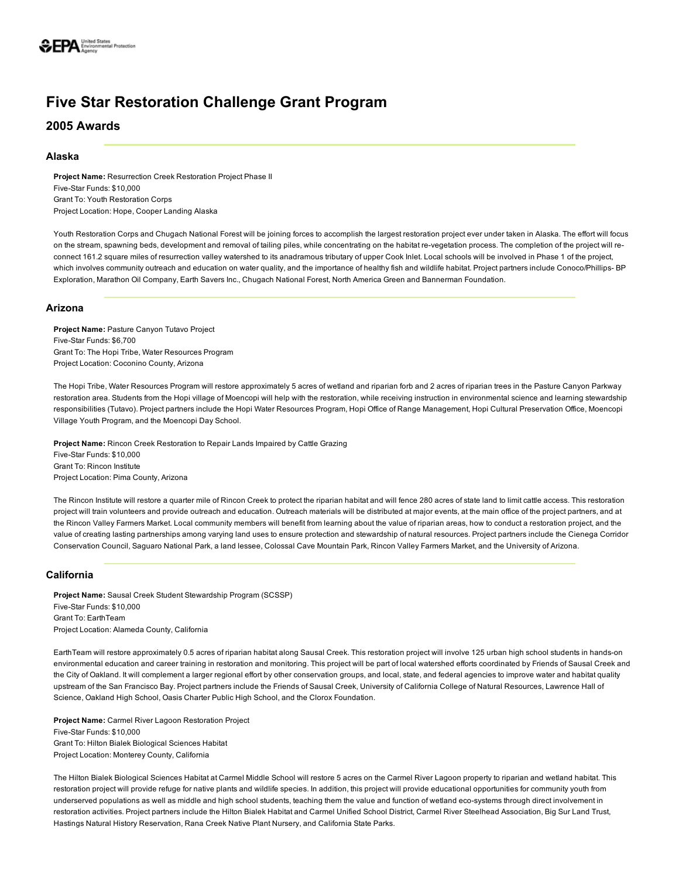# Five Star Restoration Challenge Grant Program

## 2005 Awards

### Alaska

**Project Name:** Resurrection Creek Restoration Project Phase II
Five-Star Funds: $10,000
Grant To: Youth Restoration Corps
Project Location: Hope, Cooper Landing Alaska

Youth Restoration Corps and Chugach National Forest will be joining forces to accomplish the largest restoration project ever under taken in Alaska. The effort will focus on the stream, spawning beds, development and removal of tailing piles, while concentrating on the habitat re-vegetation process. The completion of the project will re-connect 161.2 square miles of resurrection valley watershed to its anadramous tributary of upper Cook Inlet. Local schools will be involved in Phase 1 of the project, which involves community outreach and education on water quality, and the importance of healthy fish and wildlife habitat. Project partners include Conoco/Phillips- BP Exploration, Marathon Oil Company, Earth Savers Inc., Chugach National Forest, North America Green and Bannerman Foundation.

### Arizona

**Project Name:** Pasture Canyon Tutavo Project
Five-Star Funds: $6,700
Grant To: The Hopi Tribe, Water Resources Program
Project Location: Coconino County, Arizona

The Hopi Tribe, Water Resources Program will restore approximately 5 acres of wetland and riparian forb and 2 acres of riparian trees in the Pasture Canyon Parkway restoration area. Students from the Hopi village of Moencopi will help with the restoration, while receiving instruction in environmental science and learning stewardship responsibilities (Tutavo). Project partners include the Hopi Water Resources Program, Hopi Office of Range Management, Hopi Cultural Preservation Office, Moencopi Village Youth Program, and the Moencopi Day School.

**Project Name:** Rincon Creek Restoration to Repair Lands Impaired by Cattle Grazing
Five-Star Funds: $10,000
Grant To: Rincon Institute
Project Location: Pima County, Arizona

The Rincon Institute will restore a quarter mile of Rincon Creek to protect the riparian habitat and will fence 280 acres of state land to limit cattle access. This restoration project will train volunteers and provide outreach and education. Outreach materials will be distributed at major events, at the main office of the project partners, and at the Rincon Valley Farmers Market. Local community members will benefit from learning about the value of riparian areas, how to conduct a restoration project, and the value of creating lasting partnerships among varying land uses to ensure protection and stewardship of natural resources. Project partners include the Cienega Corridor Conservation Council, Saguaro National Park, a land lessee, Colossal Cave Mountain Park, Rincon Valley Farmers Market, and the University of Arizona.

### California

**Project Name:** Sausal Creek Student Stewardship Program (SCSSP)
Five-Star Funds: $10,000
Grant To: EarthTeam
Project Location: Alameda County, California

EarthTeam will restore approximately 0.5 acres of riparian habitat along Sausal Creek. This restoration project will involve 125 urban high school students in hands-on environmental education and career training in restoration and monitoring. This project will be part of local watershed efforts coordinated by Friends of Sausal Creek and the City of Oakland. It will complement a larger regional effort by other conservation groups, and local, state, and federal agencies to improve water and habitat quality upstream of the San Francisco Bay. Project partners include the Friends of Sausal Creek, University of California College of Natural Resources, Lawrence Hall of Science, Oakland High School, Oasis Charter Public High School, and the Clorox Foundation.

**Project Name:** Carmel River Lagoon Restoration Project
Five-Star Funds: $10,000
Grant To: Hilton Bialek Biological Sciences Habitat
Project Location: Monterey County, California

The Hilton Bialek Biological Sciences Habitat at Carmel Middle School will restore 5 acres on the Carmel River Lagoon property to riparian and wetland habitat. This restoration project will provide refuge for native plants and wildlife species. In addition, this project will provide educational opportunities for community youth from underserved populations as well as middle and high school students, teaching them the value and function of wetland eco-systems through direct involvement in restoration activities. Project partners include the Hilton Bialek Habitat and Carmel Unified School District, Carmel River Steelhead Association, Big Sur Land Trust, Hastings Natural History Reservation, Rana Creek Native Plant Nursery, and California State Parks.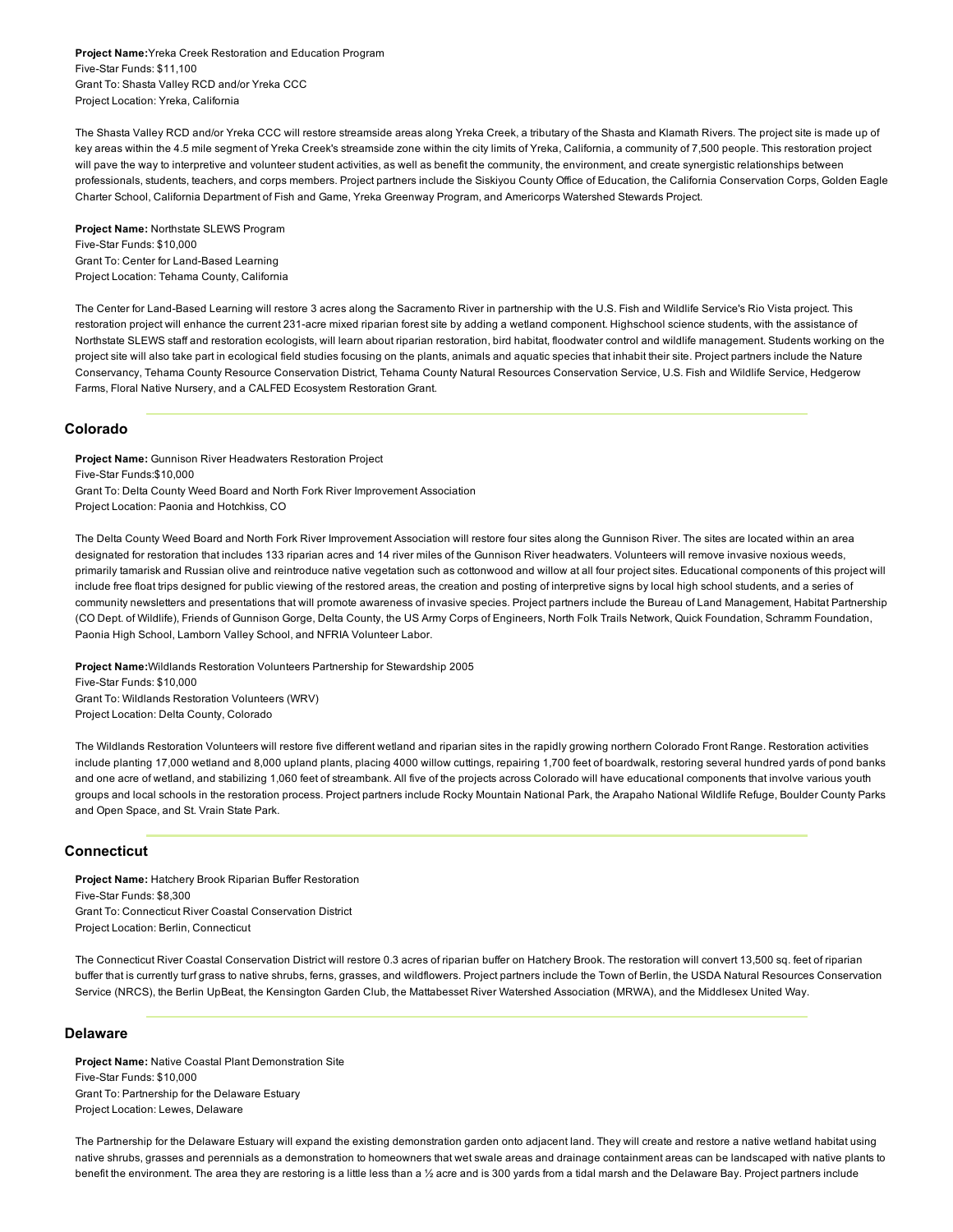**Project Name:** Yreka Creek Restoration and Education Program
Five-Star Funds: $11,100
Grant To: Shasta Valley RCD and/or Yreka CCC
Project Location: Yreka, California

The Shasta Valley RCD and/or Yreka CCC will restore streamside areas along Yreka Creek, a tributary of the Shasta and Klamath Rivers. The project site is made up of key areas within the 4.5 mile segment of Yreka Creek's streamside zone within the city limits of Yreka, California, a community of 7,500 people. This restoration project will pave the way to interpretive and volunteer student activities, as well as benefit the community, the environment, and create synergistic relationships between professionals, students, teachers, and corps members. Project partners include the Siskiyou County Office of Education, the California Conservation Corps, Golden Eagle Charter School, California Department of Fish and Game, Yreka Greenway Program, and Americorps Watershed Stewards Project.

**Project Name:** Northstate SLEWS Program
Five-Star Funds: $10,000
Grant To: Center for Land-Based Learning
Project Location: Tehama County, California

The Center for Land-Based Learning will restore 3 acres along the Sacramento River in partnership with the U.S. Fish and Wildlife Service's Rio Vista project. This restoration project will enhance the current 231-acre mixed riparian forest site by adding a wetland component. Highschool science students, with the assistance of Northstate SLEWS staff and restoration ecologists, will learn about riparian restoration, bird habitat, floodwater control and wildlife management. Students working on the project site will also take part in ecological field studies focusing on the plants, animals and aquatic species that inhabit their site. Project partners include the Nature Conservancy, Tehama County Resource Conservation District, Tehama County Natural Resources Conservation Service, U.S. Fish and Wildlife Service, Hedgerow Farms, Floral Native Nursery, and a CALFED Ecosystem Restoration Grant.

## Colorado

**Project Name:** Gunnison River Headwaters Restoration Project
Five-Star Funds:$10,000
Grant To: Delta County Weed Board and North Fork River Improvement Association
Project Location: Paonia and Hotchkiss, CO

The Delta County Weed Board and North Fork River Improvement Association will restore four sites along the Gunnison River. The sites are located within an area designated for restoration that includes 133 riparian acres and 14 river miles of the Gunnison River headwaters. Volunteers will remove invasive noxious weeds, primarily tamarisk and Russian olive and reintroduce native vegetation such as cottonwood and willow at all four project sites. Educational components of this project will include free float trips designed for public viewing of the restored areas, the creation and posting of interpretive signs by local high school students, and a series of community newsletters and presentations that will promote awareness of invasive species. Project partners include the Bureau of Land Management, Habitat Partnership (CO Dept. of Wildlife), Friends of Gunnison Gorge, Delta County, the US Army Corps of Engineers, North Folk Trails Network, Quick Foundation, Schramm Foundation, Paonia High School, Lamborn Valley School, and NFRIA Volunteer Labor.

**Project Name:** Wildlands Restoration Volunteers Partnership for Stewardship 2005
Five-Star Funds: $10,000
Grant To: Wildlands Restoration Volunteers (WRV)
Project Location: Delta County, Colorado

The Wildlands Restoration Volunteers will restore five different wetland and riparian sites in the rapidly growing northern Colorado Front Range. Restoration activities include planting 17,000 wetland and 8,000 upland plants, placing 4000 willow cuttings, repairing 1,700 feet of boardwalk, restoring several hundred yards of pond banks and one acre of wetland, and stabilizing 1,060 feet of streambank. All five of the projects across Colorado will have educational components that involve various youth groups and local schools in the restoration process. Project partners include Rocky Mountain National Park, the Arapaho National Wildlife Refuge, Boulder County Parks and Open Space, and St. Vrain State Park.

## Connecticut

**Project Name:** Hatchery Brook Riparian Buffer Restoration
Five-Star Funds: $8,300
Grant To: Connecticut River Coastal Conservation District
Project Location: Berlin, Connecticut

The Connecticut River Coastal Conservation District will restore 0.3 acres of riparian buffer on Hatchery Brook. The restoration will convert 13,500 sq. feet of riparian buffer that is currently turf grass to native shrubs, ferns, grasses, and wildflowers. Project partners include the Town of Berlin, the USDA Natural Resources Conservation Service (NRCS), the Berlin UpBeat, the Kensington Garden Club, the Mattabesset River Watershed Association (MRWA), and the Middlesex United Way.

## Delaware

**Project Name:** Native Coastal Plant Demonstration Site
Five-Star Funds: $10,000
Grant To: Partnership for the Delaware Estuary
Project Location: Lewes, Delaware

The Partnership for the Delaware Estuary will expand the existing demonstration garden onto adjacent land. They will create and restore a native wetland habitat using native shrubs, grasses and perennials as a demonstration to homeowners that wet swale areas and drainage containment areas can be landscaped with native plants to benefit the environment. The area they are restoring is a little less than a ½ acre and is 300 yards from a tidal marsh and the Delaware Bay. Project partners include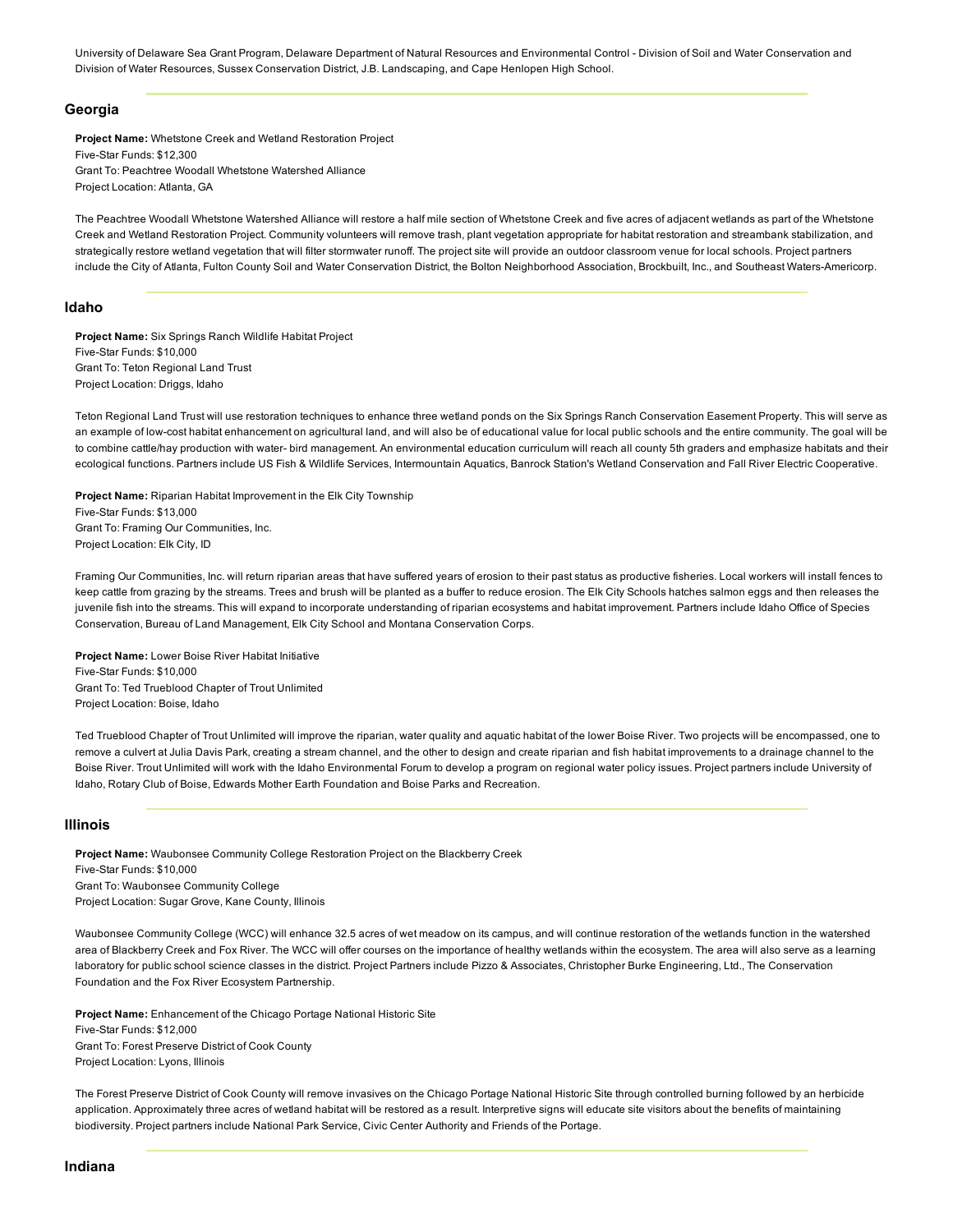University of Delaware Sea Grant Program, Delaware Department of Natural Resources and Environmental Control - Division of Soil and Water Conservation and Division of Water Resources, Sussex Conservation District, J.B. Landscaping, and Cape Henlopen High School.

---

## Georgia

**Project Name:** Whetstone Creek and Wetland Restoration Project
Five-Star Funds: $12,300
Grant To: Peachtree Woodall Whetstone Watershed Alliance
Project Location: Atlanta, GA

The Peachtree Woodall Whetstone Watershed Alliance will restore a half mile section of Whetstone Creek and five acres of adjacent wetlands as part of the Whetstone Creek and Wetland Restoration Project. Community volunteers will remove trash, plant vegetation appropriate for habitat restoration and streambank stabilization, and strategically restore wetland vegetation that will filter stormwater runoff. The project site will provide an outdoor classroom venue for local schools. Project partners include the City of Atlanta, Fulton County Soil and Water Conservation District, the Bolton Neighborhood Association, Brockbuilt, Inc., and Southeast Waters-Americorp.

---

## Idaho

**Project Name:** Six Springs Ranch Wildlife Habitat Project
Five-Star Funds: $10,000
Grant To: Teton Regional Land Trust
Project Location: Driggs, Idaho

Teton Regional Land Trust will use restoration techniques to enhance three wetland ponds on the Six Springs Ranch Conservation Easement Property. This will serve as an example of low-cost habitat enhancement on agricultural land, and will also be of educational value for local public schools and the entire community. The goal will be to combine cattle/hay production with water- bird management. An environmental education curriculum will reach all county 5th graders and emphasize habitats and their ecological functions. Partners include US Fish & Wildlife Services, Intermountain Aquatics, Banrock Station's Wetland Conservation and Fall River Electric Cooperative.

**Project Name:** Riparian Habitat Improvement in the Elk City Township
Five-Star Funds: $13,000
Grant To: Framing Our Communities, Inc.
Project Location: Elk City, ID

Framing Our Communities, Inc. will return riparian areas that have suffered years of erosion to their past status as productive fisheries. Local workers will install fences to keep cattle from grazing by the streams. Trees and brush will be planted as a buffer to reduce erosion. The Elk City Schools hatches salmon eggs and then releases the juvenile fish into the streams. This will expand to incorporate understanding of riparian ecosystems and habitat improvement. Partners include Idaho Office of Species Conservation, Bureau of Land Management, Elk City School and Montana Conservation Corps.

**Project Name:** Lower Boise River Habitat Initiative
Five-Star Funds: $10,000
Grant To: Ted Trueblood Chapter of Trout Unlimited
Project Location: Boise, Idaho

Ted Trueblood Chapter of Trout Unlimited will improve the riparian, water quality and aquatic habitat of the lower Boise River. Two projects will be encompassed, one to remove a culvert at Julia Davis Park, creating a stream channel, and the other to design and create riparian and fish habitat improvements to a drainage channel to the Boise River. Trout Unlimited will work with the Idaho Environmental Forum to develop a program on regional water policy issues. Project partners include University of Idaho, Rotary Club of Boise, Edwards Mother Earth Foundation and Boise Parks and Recreation.

---

## Illinois

**Project Name:** Waubonsee Community College Restoration Project on the Blackberry Creek
Five-Star Funds: $10,000
Grant To: Waubonsee Community College
Project Location: Sugar Grove, Kane County, Illinois

Waubonsee Community College (WCC) will enhance 32.5 acres of wet meadow on its campus, and will continue restoration of the wetlands function in the watershed area of Blackberry Creek and Fox River. The WCC will offer courses on the importance of healthy wetlands within the ecosystem. The area will also serve as a learning laboratory for public school science classes in the district. Project Partners include Pizzo & Associates, Christopher Burke Engineering, Ltd., The Conservation Foundation and the Fox River Ecosystem Partnership.

**Project Name:** Enhancement of the Chicago Portage National Historic Site
Five-Star Funds: $12,000
Grant To: Forest Preserve District of Cook County
Project Location: Lyons, Illinois

The Forest Preserve District of Cook County will remove invasives on the Chicago Portage National Historic Site through controlled burning followed by an herbicide application. Approximately three acres of wetland habitat will be restored as a result. Interpretive signs will educate site visitors about the benefits of maintaining biodiversity. Project partners include National Park Service, Civic Center Authority and Friends of the Portage.

---

## Indiana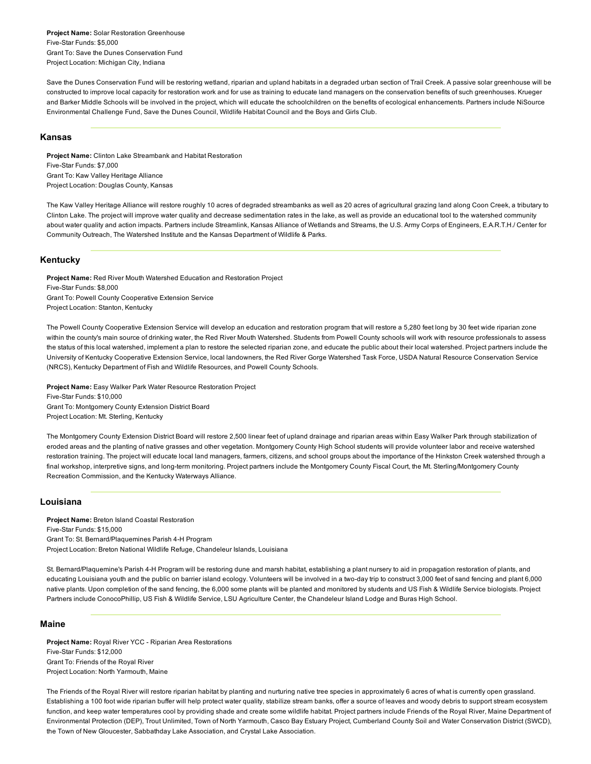**Project Name:** Solar Restoration Greenhouse
Five-Star Funds: $5,000
Grant To: Save the Dunes Conservation Fund
Project Location: Michigan City, Indiana

Save the Dunes Conservation Fund will be restoring wetland, riparian and upland habitats in a degraded urban section of Trail Creek. A passive solar greenhouse will be constructed to improve local capacity for restoration work and for use as training to educate land managers on the conservation benefits of such greenhouses. Krueger and Barker Middle Schools will be involved in the project, which will educate the schoolchildren on the benefits of ecological enhancements. Partners include NiSource Environmental Challenge Fund, Save the Dunes Council, Wildlife Habitat Council and the Boys and Girls Club.

---

## Kansas

**Project Name:** Clinton Lake Streambank and Habitat Restoration
Five-Star Funds: $7,000
Grant To: Kaw Valley Heritage Alliance
Project Location: Douglas County, Kansas

The Kaw Valley Heritage Alliance will restore roughly 10 acres of degraded streambanks as well as 20 acres of agricultural grazing land along Coon Creek, a tributary to Clinton Lake. The project will improve water quality and decrease sedimentation rates in the lake, as well as provide an educational tool to the watershed community about water quality and action impacts. Partners include Streamlink, Kansas Alliance of Wetlands and Streams, the U.S. Army Corps of Engineers, E.A.R.T.H./ Center for Community Outreach, The Watershed Institute and the Kansas Department of Wildlife & Parks.

---

## Kentucky

**Project Name:** Red River Mouth Watershed Education and Restoration Project
Five-Star Funds: $8,000
Grant To: Powell County Cooperative Extension Service
Project Location: Stanton, Kentucky

The Powell County Cooperative Extension Service will develop an education and restoration program that will restore a 5,280 feet long by 30 feet wide riparian zone within the county's main source of drinking water, the Red River Mouth Watershed. Students from Powell County schools will work with resource professionals to assess the status of this local watershed, implement a plan to restore the selected riparian zone, and educate the public about their local watershed. Project partners include the University of Kentucky Cooperative Extension Service, local landowners, the Red River Gorge Watershed Task Force, USDA Natural Resource Conservation Service (NRCS), Kentucky Department of Fish and Wildlife Resources, and Powell County Schools.

**Project Name:** Easy Walker Park Water Resource Restoration Project
Five-Star Funds: $10,000
Grant To: Montgomery County Extension District Board
Project Location: Mt. Sterling, Kentucky

The Montgomery County Extension District Board will restore 2,500 linear feet of upland drainage and riparian areas within Easy Walker Park through stabilization of eroded areas and the planting of native grasses and other vegetation. Montgomery County High School students will provide volunteer labor and receive watershed restoration training. The project will educate local land managers, farmers, citizens, and school groups about the importance of the Hinkston Creek watershed through a final workshop, interpretive signs, and long-term monitoring. Project partners include the Montgomery County Fiscal Court, the Mt. Sterling/Montgomery County Recreation Commission, and the Kentucky Waterways Alliance.

---

## Louisiana

**Project Name:** Breton Island Coastal Restoration
Five-Star Funds: $15,000
Grant To: St. Bernard/Plaquemines Parish 4-H Program
Project Location: Breton National Wildlife Refuge, Chandeleur Islands, Louisiana

St. Bernard/Plaquemine's Parish 4-H Program will be restoring dune and marsh habitat, establishing a plant nursery to aid in propagation restoration of plants, and educating Louisiana youth and the public on barrier island ecology. Volunteers will be involved in a two-day trip to construct 3,000 feet of sand fencing and plant 6,000 native plants. Upon completion of the sand fencing, the 6,000 some plants will be planted and monitored by students and US Fish & Wildlife Service biologists. Project Partners include ConocoPhillip, US Fish & Wildlife Service, LSU Agriculture Center, the Chandeleur Island Lodge and Buras High School.

---

## Maine

**Project Name:** Royal River YCC - Riparian Area Restorations
Five-Star Funds: $12,000
Grant To: Friends of the Royal River
Project Location: North Yarmouth, Maine

The Friends of the Royal River will restore riparian habitat by planting and nurturing native tree species in approximately 6 acres of what is currently open grassland. Establishing a 100 foot wide riparian buffer will help protect water quality, stabilize stream banks, offer a source of leaves and woody debris to support stream ecosystem function, and keep water temperatures cool by providing shade and create some wildlife habitat. Project partners include Friends of the Royal River, Maine Department of Environmental Protection (DEP), Trout Unlimited, Town of North Yarmouth, Casco Bay Estuary Project, Cumberland County Soil and Water Conservation District (SWCD), the Town of New Gloucester, Sabbathday Lake Association, and Crystal Lake Association.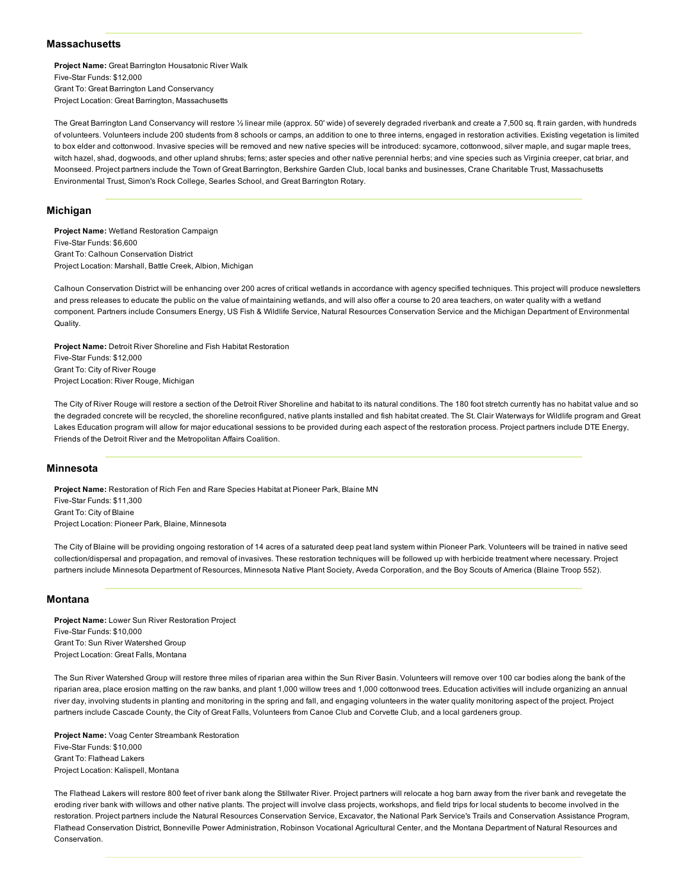## Massachusetts

**Project Name:** Great Barrington Housatonic River Walk
Five-Star Funds: $12,000
Grant To: Great Barrington Land Conservancy
Project Location: Great Barrington, Massachusetts

The Great Barrington Land Conservancy will restore ½ linear mile (approx. 50' wide) of severely degraded riverbank and create a 7,500 sq. ft rain garden, with hundreds of volunteers. Volunteers include 200 students from 8 schools or camps, an addition to one to three interns, engaged in restoration activities. Existing vegetation is limited to box elder and cottonwood. Invasive species will be removed and new native species will be introduced: sycamore, cottonwood, silver maple, and sugar maple trees, witch hazel, shad, dogwoods, and other upland shrubs; ferns; aster species and other native perennial herbs; and vine species such as Virginia creeper, cat briar, and Moonseed. Project partners include the Town of Great Barrington, Berkshire Garden Club, local banks and businesses, Crane Charitable Trust, Massachusetts Environmental Trust, Simon's Rock College, Searles School, and Great Barrington Rotary.

## Michigan

**Project Name:** Wetland Restoration Campaign
Five-Star Funds: $6,600
Grant To: Calhoun Conservation District
Project Location: Marshall, Battle Creek, Albion, Michigan

Calhoun Conservation District will be enhancing over 200 acres of critical wetlands in accordance with agency specified techniques. This project will produce newsletters and press releases to educate the public on the value of maintaining wetlands, and will also offer a course to 20 area teachers, on water quality with a wetland component. Partners include Consumers Energy, US Fish & Wildlife Service, Natural Resources Conservation Service and the Michigan Department of Environmental Quality.

**Project Name:** Detroit River Shoreline and Fish Habitat Restoration
Five-Star Funds: $12,000
Grant To: City of River Rouge
Project Location: River Rouge, Michigan

The City of River Rouge will restore a section of the Detroit River Shoreline and habitat to its natural conditions. The 180 foot stretch currently has no habitat value and so the degraded concrete will be recycled, the shoreline reconfigured, native plants installed and fish habitat created. The St. Clair Waterways for Wildlife program and Great Lakes Education program will allow for major educational sessions to be provided during each aspect of the restoration process. Project partners include DTE Energy, Friends of the Detroit River and the Metropolitan Affairs Coalition.

## Minnesota

**Project Name:** Restoration of Rich Fen and Rare Species Habitat at Pioneer Park, Blaine MN
Five-Star Funds: $11,300
Grant To: City of Blaine
Project Location: Pioneer Park, Blaine, Minnesota

The City of Blaine will be providing ongoing restoration of 14 acres of a saturated deep peat land system within Pioneer Park. Volunteers will be trained in native seed collection/dispersal and propagation, and removal of invasives. These restoration techniques will be followed up with herbicide treatment where necessary. Project partners include Minnesota Department of Resources, Minnesota Native Plant Society, Aveda Corporation, and the Boy Scouts of America (Blaine Troop 552).

## Montana

**Project Name:** Lower Sun River Restoration Project
Five-Star Funds: $10,000
Grant To: Sun River Watershed Group
Project Location: Great Falls, Montana

The Sun River Watershed Group will restore three miles of riparian area within the Sun River Basin. Volunteers will remove over 100 car bodies along the bank of the riparian area, place erosion matting on the raw banks, and plant 1,000 willow trees and 1,000 cottonwood trees. Education activities will include organizing an annual river day, involving students in planting and monitoring in the spring and fall, and engaging volunteers in the water quality monitoring aspect of the project. Project partners include Cascade County, the City of Great Falls, Volunteers from Canoe Club and Corvette Club, and a local gardeners group.

**Project Name:** Voag Center Streambank Restoration
Five-Star Funds: $10,000
Grant To: Flathead Lakers
Project Location: Kalispell, Montana

The Flathead Lakers will restore 800 feet of river bank along the Stillwater River. Project partners will relocate a hog barn away from the river bank and revegetate the eroding river bank with willows and other native plants. The project will involve class projects, workshops, and field trips for local students to become involved in the restoration. Project partners include the Natural Resources Conservation Service, Excavator, the National Park Service's Trails and Conservation Assistance Program, Flathead Conservation District, Bonneville Power Administration, Robinson Vocational Agricultural Center, and the Montana Department of Natural Resources and Conservation.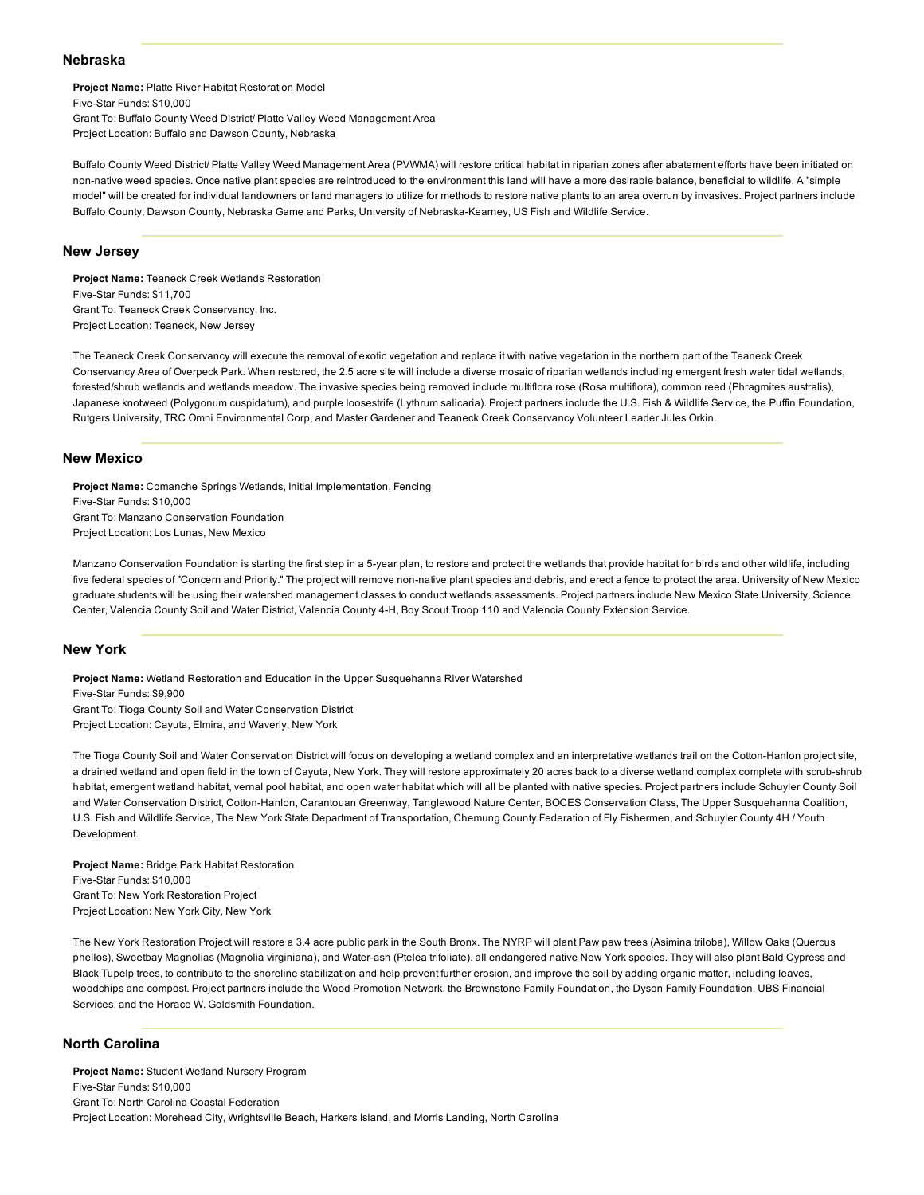## Nebraska

**Project Name:** Platte River Habitat Restoration Model
Five-Star Funds: $10,000
Grant To: Buffalo County Weed District/ Platte Valley Weed Management Area
Project Location: Buffalo and Dawson County, Nebraska

Buffalo County Weed District/ Platte Valley Weed Management Area (PVWMA) will restore critical habitat in riparian zones after abatement efforts have been initiated on non-native weed species. Once native plant species are reintroduced to the environment this land will have a more desirable balance, beneficial to wildlife. A "simple model" will be created for individual landowners or land managers to utilize for methods to restore native plants to an area overrun by invasives. Project partners include Buffalo County, Dawson County, Nebraska Game and Parks, University of Nebraska-Kearney, US Fish and Wildlife Service.

## New Jersey

**Project Name:** Teaneck Creek Wetlands Restoration
Five-Star Funds: $11,700
Grant To: Teaneck Creek Conservancy, Inc.
Project Location: Teaneck, New Jersey

The Teaneck Creek Conservancy will execute the removal of exotic vegetation and replace it with native vegetation in the northern part of the Teaneck Creek Conservancy Area of Overpeck Park. When restored, the 2.5 acre site will include a diverse mosaic of riparian wetlands including emergent fresh water tidal wetlands, forested/shrub wetlands and wetlands meadow. The invasive species being removed include multiflora rose (Rosa multiflora), common reed (Phragmites australis), Japanese knotweed (Polygonum cuspidatum), and purple loosestrife (Lythrum salicaria). Project partners include the U.S. Fish & Wildlife Service, the Puffin Foundation, Rutgers University, TRC Omni Environmental Corp, and Master Gardener and Teaneck Creek Conservancy Volunteer Leader Jules Orkin.

## New Mexico

**Project Name:** Comanche Springs Wetlands, Initial Implementation, Fencing
Five-Star Funds: $10,000
Grant To: Manzano Conservation Foundation
Project Location: Los Lunas, New Mexico

Manzano Conservation Foundation is starting the first step in a 5-year plan, to restore and protect the wetlands that provide habitat for birds and other wildlife, including five federal species of "Concern and Priority." The project will remove non-native plant species and debris, and erect a fence to protect the area. University of New Mexico graduate students will be using their watershed management classes to conduct wetlands assessments. Project partners include New Mexico State University, Science Center, Valencia County Soil and Water District, Valencia County 4-H, Boy Scout Troop 110 and Valencia County Extension Service.

## New York

**Project Name:** Wetland Restoration and Education in the Upper Susquehanna River Watershed
Five-Star Funds: $9,900
Grant To: Tioga County Soil and Water Conservation District
Project Location: Cayuta, Elmira, and Waverly, New York

The Tioga County Soil and Water Conservation District will focus on developing a wetland complex and an interpretative wetlands trail on the Cotton-Hanlon project site, a drained wetland and open field in the town of Cayuta, New York. They will restore approximately 20 acres back to a diverse wetland complex complete with scrub-shrub habitat, emergent wetland habitat, vernal pool habitat, and open water habitat which will all be planted with native species. Project partners include Schuyler County Soil and Water Conservation District, Cotton-Hanlon, Carantouan Greenway, Tanglewood Nature Center, BOCES Conservation Class, The Upper Susquehanna Coalition, U.S. Fish and Wildlife Service, The New York State Department of Transportation, Chemung County Federation of Fly Fishermen, and Schuyler County 4H / Youth Development.

**Project Name:** Bridge Park Habitat Restoration
Five-Star Funds: $10,000
Grant To: New York Restoration Project
Project Location: New York City, New York

The New York Restoration Project will restore a 3.4 acre public park in the South Bronx. The NYRP will plant Paw paw trees (Asimina triloba), Willow Oaks (Quercus phellos), Sweetbay Magnolias (Magnolia virginiana), and Water-ash (Ptelea trifoliate), all endangered native New York species. They will also plant Bald Cypress and Black Tupelp trees, to contribute to the shoreline stabilization and help prevent further erosion, and improve the soil by adding organic matter, including leaves, woodchips and compost. Project partners include the Wood Promotion Network, the Brownstone Family Foundation, the Dyson Family Foundation, UBS Financial Services, and the Horace W. Goldsmith Foundation.

## North Carolina

**Project Name:** Student Wetland Nursery Program
Five-Star Funds: $10,000
Grant To: North Carolina Coastal Federation
Project Location: Morehead City, Wrightsville Beach, Harkers Island, and Morris Landing, North Carolina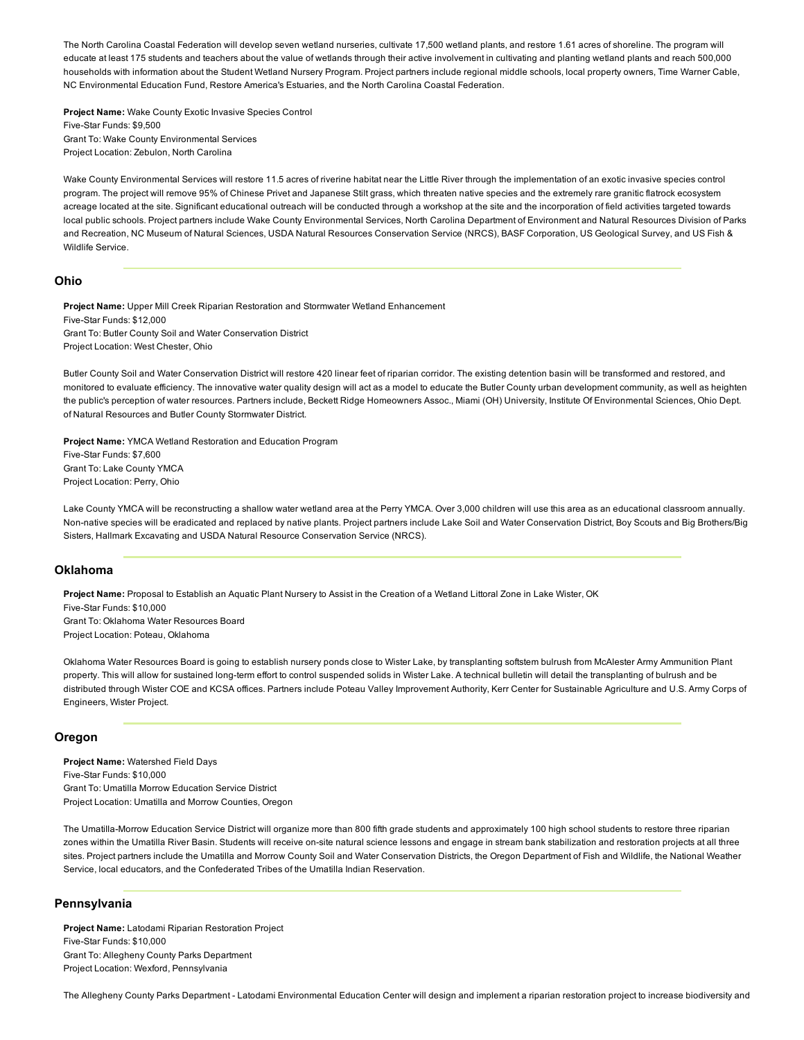The North Carolina Coastal Federation will develop seven wetland nurseries, cultivate 17,500 wetland plants, and restore 1.61 acres of shoreline. The program will educate at least 175 students and teachers about the value of wetlands through their active involvement in cultivating and planting wetland plants and reach 500,000 households with information about the Student Wetland Nursery Program. Project partners include regional middle schools, local property owners, Time Warner Cable, NC Environmental Education Fund, Restore America's Estuaries, and the North Carolina Coastal Federation.

**Project Name:** Wake County Exotic Invasive Species Control
Five-Star Funds: $9,500
Grant To: Wake County Environmental Services
Project Location: Zebulon, North Carolina

Wake County Environmental Services will restore 11.5 acres of riverine habitat near the Little River through the implementation of an exotic invasive species control program. The project will remove 95% of Chinese Privet and Japanese Stilt grass, which threaten native species and the extremely rare granitic flatrock ecosystem acreage located at the site. Significant educational outreach will be conducted through a workshop at the site and the incorporation of field activities targeted towards local public schools. Project partners include Wake County Environmental Services, North Carolina Department of Environment and Natural Resources Division of Parks and Recreation, NC Museum of Natural Sciences, USDA Natural Resources Conservation Service (NRCS), BASF Corporation, US Geological Survey, and US Fish & Wildlife Service.

## Ohio

**Project Name:** Upper Mill Creek Riparian Restoration and Stormwater Wetland Enhancement
Five-Star Funds: $12,000
Grant To: Butler County Soil and Water Conservation District
Project Location: West Chester, Ohio

Butler County Soil and Water Conservation District will restore 420 linear feet of riparian corridor. The existing detention basin will be transformed and restored, and monitored to evaluate efficiency. The innovative water quality design will act as a model to educate the Butler County urban development community, as well as heighten the public's perception of water resources. Partners include, Beckett Ridge Homeowners Assoc., Miami (OH) University, Institute Of Environmental Sciences, Ohio Dept. of Natural Resources and Butler County Stormwater District.

**Project Name:** YMCA Wetland Restoration and Education Program
Five-Star Funds: $7,600
Grant To: Lake County YMCA
Project Location: Perry, Ohio

Lake County YMCA will be reconstructing a shallow water wetland area at the Perry YMCA. Over 3,000 children will use this area as an educational classroom annually. Non-native species will be eradicated and replaced by native plants. Project partners include Lake Soil and Water Conservation District, Boy Scouts and Big Brothers/Big Sisters, Hallmark Excavating and USDA Natural Resource Conservation Service (NRCS).

## Oklahoma

**Project Name:** Proposal to Establish an Aquatic Plant Nursery to Assist in the Creation of a Wetland Littoral Zone in Lake Wister, OK
Five-Star Funds: $10,000
Grant To: Oklahoma Water Resources Board
Project Location: Poteau, Oklahoma

Oklahoma Water Resources Board is going to establish nursery ponds close to Wister Lake, by transplanting softstem bulrush from McAlester Army Ammunition Plant property. This will allow for sustained long-term effort to control suspended solids in Wister Lake. A technical bulletin will detail the transplanting of bulrush and be distributed through Wister COE and KCSA offices. Partners include Poteau Valley Improvement Authority, Kerr Center for Sustainable Agriculture and U.S. Army Corps of Engineers, Wister Project.

## Oregon

**Project Name:** Watershed Field Days
Five-Star Funds: $10,000
Grant To: Umatilla Morrow Education Service District
Project Location: Umatilla and Morrow Counties, Oregon

The Umatilla-Morrow Education Service District will organize more than 800 fifth grade students and approximately 100 high school students to restore three riparian zones within the Umatilla River Basin. Students will receive on-site natural science lessons and engage in stream bank stabilization and restoration projects at all three sites. Project partners include the Umatilla and Morrow County Soil and Water Conservation Districts, the Oregon Department of Fish and Wildlife, the National Weather Service, local educators, and the Confederated Tribes of the Umatilla Indian Reservation.

## Pennsylvania

**Project Name:** Latodami Riparian Restoration Project
Five-Star Funds: $10,000
Grant To: Allegheny County Parks Department
Project Location: Wexford, Pennsylvania

The Allegheny County Parks Department - Latodami Environmental Education Center will design and implement a riparian restoration project to increase biodiversity and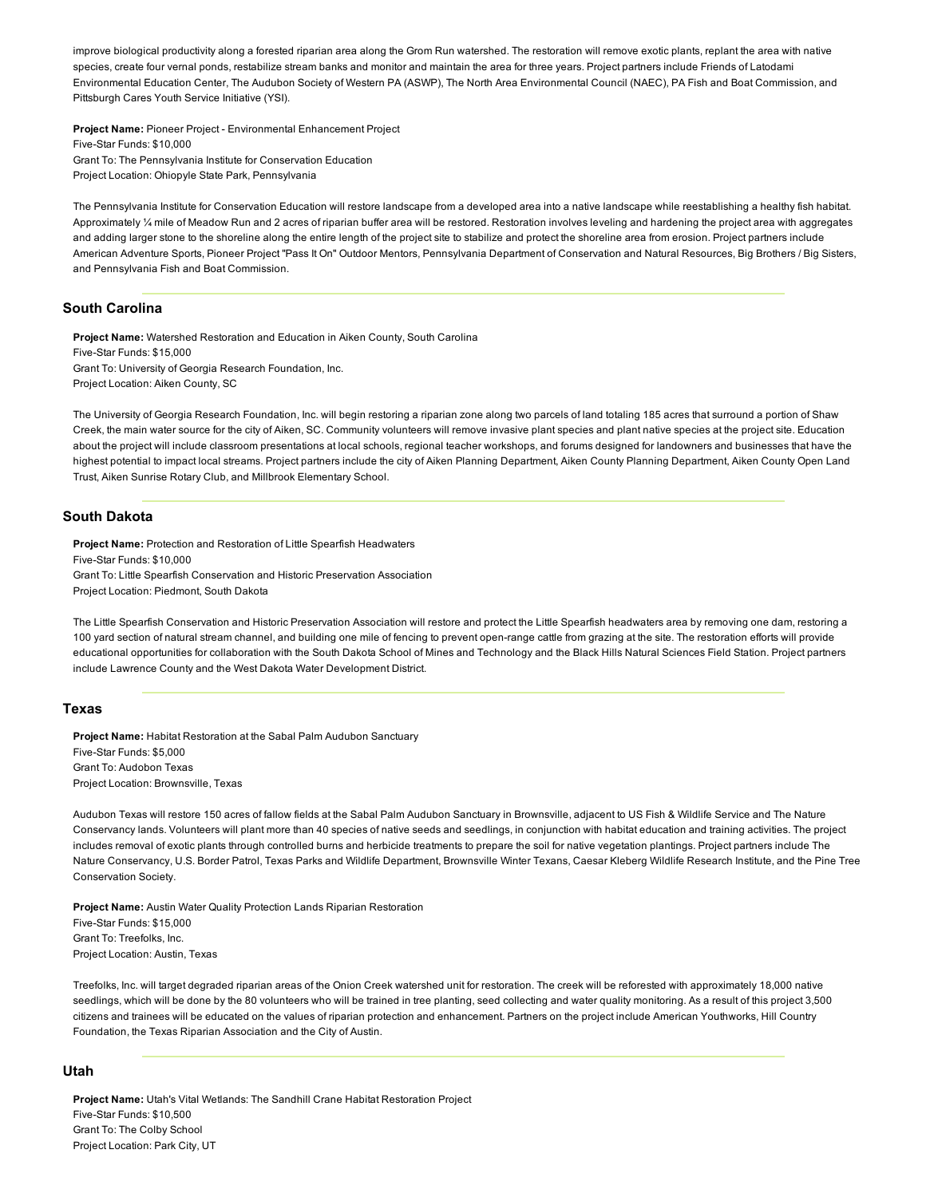improve biological productivity along a forested riparian area along the Grom Run watershed. The restoration will remove exotic plants, replant the area with native species, create four vernal ponds, restabilize stream banks and monitor and maintain the area for three years. Project partners include Friends of Latodami Environmental Education Center, The Audubon Society of Western PA (ASWP), The North Area Environmental Council (NAEC), PA Fish and Boat Commission, and Pittsburgh Cares Youth Service Initiative (YSI).

**Project Name:** Pioneer Project - Environmental Enhancement Project
Five-Star Funds: $10,000
Grant To: The Pennsylvania Institute for Conservation Education
Project Location: Ohiopyle State Park, Pennsylvania

The Pennsylvania Institute for Conservation Education will restore landscape from a developed area into a native landscape while reestablishing a healthy fish habitat. Approximately ¼ mile of Meadow Run and 2 acres of riparian buffer area will be restored. Restoration involves leveling and hardening the project area with aggregates and adding larger stone to the shoreline along the entire length of the project site to stabilize and protect the shoreline area from erosion. Project partners include American Adventure Sports, Pioneer Project "Pass It On" Outdoor Mentors, Pennsylvania Department of Conservation and Natural Resources, Big Brothers / Big Sisters, and Pennsylvania Fish and Boat Commission.

---

### South Carolina

**Project Name:** Watershed Restoration and Education in Aiken County, South Carolina
Five-Star Funds: $15,000
Grant To: University of Georgia Research Foundation, Inc.
Project Location: Aiken County, SC

The University of Georgia Research Foundation, Inc. will begin restoring a riparian zone along two parcels of land totaling 185 acres that surround a portion of Shaw Creek, the main water source for the city of Aiken, SC. Community volunteers will remove invasive plant species and plant native species at the project site. Education about the project will include classroom presentations at local schools, regional teacher workshops, and forums designed for landowners and businesses that have the highest potential to impact local streams. Project partners include the city of Aiken Planning Department, Aiken County Planning Department, Aiken County Open Land Trust, Aiken Sunrise Rotary Club, and Millbrook Elementary School.

---

### South Dakota

**Project Name:** Protection and Restoration of Little Spearfish Headwaters
Five-Star Funds: $10,000
Grant To: Little Spearfish Conservation and Historic Preservation Association
Project Location: Piedmont, South Dakota

The Little Spearfish Conservation and Historic Preservation Association will restore and protect the Little Spearfish headwaters area by removing one dam, restoring a 100 yard section of natural stream channel, and building one mile of fencing to prevent open-range cattle from grazing at the site. The restoration efforts will provide educational opportunities for collaboration with the South Dakota School of Mines and Technology and the Black Hills Natural Sciences Field Station. Project partners include Lawrence County and the West Dakota Water Development District.

---

### Texas

**Project Name:** Habitat Restoration at the Sabal Palm Audubon Sanctuary
Five-Star Funds: $5,000
Grant To: Audobon Texas
Project Location: Brownsville, Texas

Audubon Texas will restore 150 acres of fallow fields at the Sabal Palm Audubon Sanctuary in Brownsville, adjacent to US Fish & Wildlife Service and The Nature Conservancy lands. Volunteers will plant more than 40 species of native seeds and seedlings, in conjunction with habitat education and training activities. The project includes removal of exotic plants through controlled burns and herbicide treatments to prepare the soil for native vegetation plantings. Project partners include The Nature Conservancy, U.S. Border Patrol, Texas Parks and Wildlife Department, Brownsville Winter Texans, Caesar Kleberg Wildlife Research Institute, and the Pine Tree Conservation Society.

**Project Name:** Austin Water Quality Protection Lands Riparian Restoration
Five-Star Funds: $15,000
Grant To: Treefolks, Inc.
Project Location: Austin, Texas

Treefolks, Inc. will target degraded riparian areas of the Onion Creek watershed unit for restoration. The creek will be reforested with approximately 18,000 native seedlings, which will be done by the 80 volunteers who will be trained in tree planting, seed collecting and water quality monitoring. As a result of this project 3,500 citizens and trainees will be educated on the values of riparian protection and enhancement. Partners on the project include American Youthworks, Hill Country Foundation, the Texas Riparian Association and the City of Austin.

---

### Utah

**Project Name:** Utah's Vital Wetlands: The Sandhill Crane Habitat Restoration Project
Five-Star Funds: $10,500
Grant To: The Colby School
Project Location: Park City, UT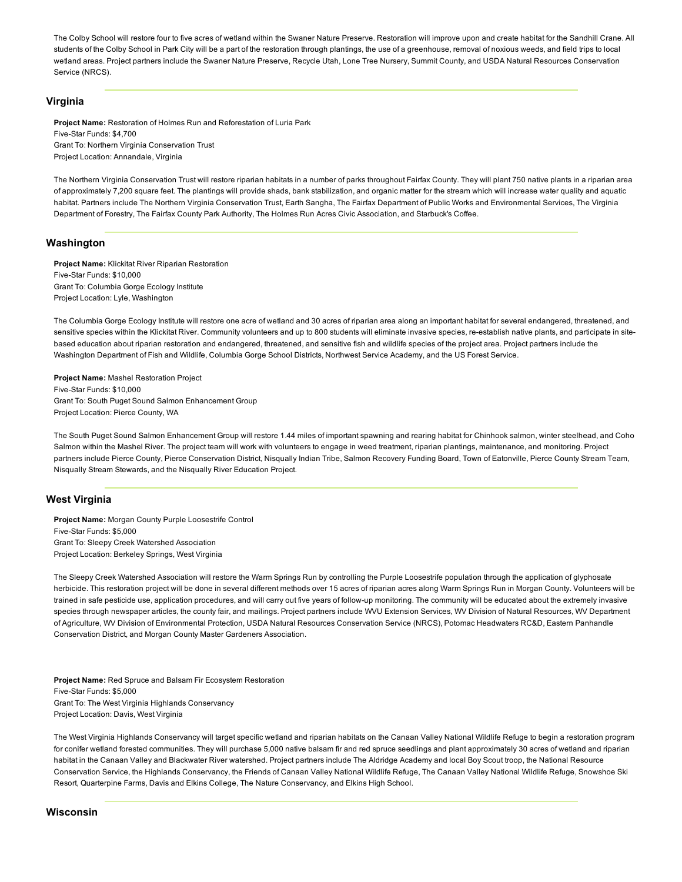The Colby School will restore four to five acres of wetland within the Swaner Nature Preserve. Restoration will improve upon and create habitat for the Sandhill Crane. All students of the Colby School in Park City will be a part of the restoration through plantings, the use of a greenhouse, removal of noxious weeds, and field trips to local wetland areas. Project partners include the Swaner Nature Preserve, Recycle Utah, Lone Tree Nursery, Summit County, and USDA Natural Resources Conservation Service (NRCS).

## Virginia

**Project Name:** Restoration of Holmes Run and Reforestation of Luria Park
Five-Star Funds: $4,700
Grant To: Northern Virginia Conservation Trust
Project Location: Annandale, Virginia

The Northern Virginia Conservation Trust will restore riparian habitats in a number of parks throughout Fairfax County. They will plant 750 native plants in a riparian area of approximately 7,200 square feet. The plantings will provide shads, bank stabilization, and organic matter for the stream which will increase water quality and aquatic habitat. Partners include The Northern Virginia Conservation Trust, Earth Sangha, The Fairfax Department of Public Works and Environmental Services, The Virginia Department of Forestry, The Fairfax County Park Authority, The Holmes Run Acres Civic Association, and Starbuck's Coffee.

## Washington

**Project Name:** Klickitat River Riparian Restoration
Five-Star Funds: $10,000
Grant To: Columbia Gorge Ecology Institute
Project Location: Lyle, Washington

The Columbia Gorge Ecology Institute will restore one acre of wetland and 30 acres of riparian area along an important habitat for several endangered, threatened, and sensitive species within the Klickitat River. Community volunteers and up to 800 students will eliminate invasive species, re-establish native plants, and participate in site-based education about riparian restoration and endangered, threatened, and sensitive fish and wildlife species of the project area. Project partners include the Washington Department of Fish and Wildlife, Columbia Gorge School Districts, Northwest Service Academy, and the US Forest Service.

**Project Name:** Mashel Restoration Project
Five-Star Funds: $10,000
Grant To: South Puget Sound Salmon Enhancement Group
Project Location: Pierce County, WA

The South Puget Sound Salmon Enhancement Group will restore 1.44 miles of important spawning and rearing habitat for Chinhook salmon, winter steelhead, and Coho Salmon within the Mashel River. The project team will work with volunteers to engage in weed treatment, riparian plantings, maintenance, and monitoring. Project partners include Pierce County, Pierce Conservation District, Nisqually Indian Tribe, Salmon Recovery Funding Board, Town of Eatonville, Pierce County Stream Team, Nisqually Stream Stewards, and the Nisqually River Education Project.

## West Virginia

**Project Name:** Morgan County Purple Loosestrife Control
Five-Star Funds: $5,000
Grant To: Sleepy Creek Watershed Association
Project Location: Berkeley Springs, West Virginia

The Sleepy Creek Watershed Association will restore the Warm Springs Run by controlling the Purple Loosestrife population through the application of glyphosate herbicide. This restoration project will be done in several different methods over 15 acres of riparian acres along Warm Springs Run in Morgan County. Volunteers will be trained in safe pesticide use, application procedures, and will carry out five years of follow-up monitoring. The community will be educated about the extremely invasive species through newspaper articles, the county fair, and mailings. Project partners include WVU Extension Services, WV Division of Natural Resources, WV Department of Agriculture, WV Division of Environmental Protection, USDA Natural Resources Conservation Service (NRCS), Potomac Headwaters RC&D, Eastern Panhandle Conservation District, and Morgan County Master Gardeners Association.

**Project Name:** Red Spruce and Balsam Fir Ecosystem Restoration
Five-Star Funds: $5,000
Grant To: The West Virginia Highlands Conservancy
Project Location: Davis, West Virginia

The West Virginia Highlands Conservancy will target specific wetland and riparian habitats on the Canaan Valley National Wildlife Refuge to begin a restoration program for conifer wetland forested communities. They will purchase 5,000 native balsam fir and red spruce seedlings and plant approximately 30 acres of wetland and riparian habitat in the Canaan Valley and Blackwater River watershed. Project partners include The Aldridge Academy and local Boy Scout troop, the National Resource Conservation Service, the Highlands Conservancy, the Friends of Canaan Valley National Wildlife Refuge, The Canaan Valley National Wildlife Refuge, Snowshoe Ski Resort, Quarterpine Farms, Davis and Elkins College, The Nature Conservancy, and Elkins High School.

## Wisconsin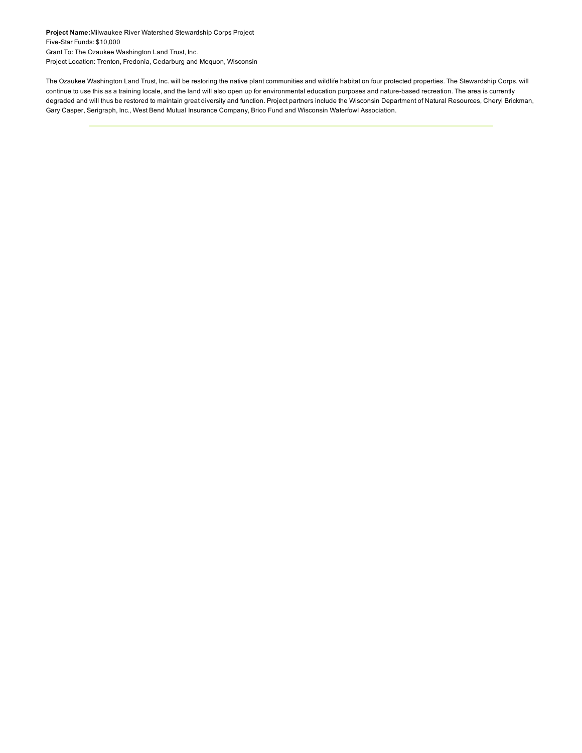**Project Name:**Milwaukee River Watershed Stewardship Corps Project
Five-Star Funds: $10,000
Grant To: The Ozaukee Washington Land Trust, Inc.
Project Location: Trenton, Fredonia, Cedarburg and Mequon, Wisconsin

The Ozaukee Washington Land Trust, Inc. will be restoring the native plant communities and wildlife habitat on four protected properties. The Stewardship Corps. will continue to use this as a training locale, and the land will also open up for environmental education purposes and nature-based recreation. The area is currently degraded and will thus be restored to maintain great diversity and function. Project partners include the Wisconsin Department of Natural Resources, Cheryl Brickman, Gary Casper, Serigraph, Inc., West Bend Mutual Insurance Company, Brico Fund and Wisconsin Waterfowl Association.